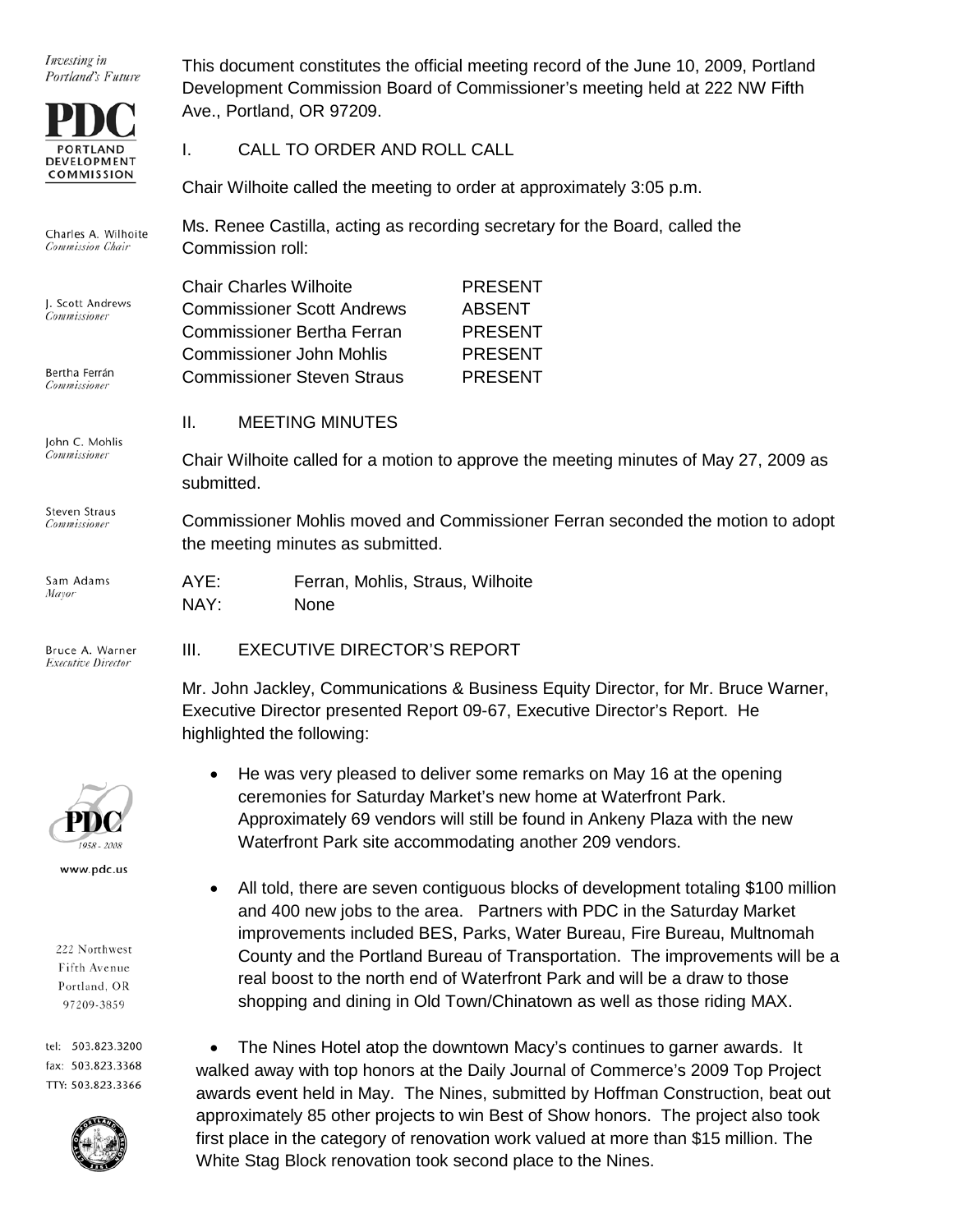*Investing in Portland's Future*

**PDC**
PORTLAND DEVELOPMENT COMMISSION

Charles A. Wilhoite
*Commission Chair*

J. Scott Andrews
*Commissioner*

Bertha Ferrán
*Commissioner*

John C. Mohlis
*Commissioner*

Steven Straus
*Commissioner*

Sam Adams
*Mayor*

Bruce A. Warner
*Executive Director*

www.pdc.us

222 Northwest Fifth Avenue
Portland, OR 97209-3859

tel: 503.823.3200
fax: 503.823.3368
TTY: 503.823.3366

This document constitutes the official meeting record of the June 10, 2009, Portland Development Commission Board of Commissioner's meeting held at 222 NW Fifth Ave., Portland, OR 97209.

## I. CALL TO ORDER AND ROLL CALL

Chair Wilhoite called the meeting to order at approximately 3:05 p.m.

Ms. Renee Castilla, acting as recording secretary for the Board, called the Commission roll:

| | |
|---|---|
| Chair Charles Wilhoite | PRESENT |
| Commissioner Scott Andrews | ABSENT |
| Commissioner Bertha Ferran | PRESENT |
| Commissioner John Mohlis | PRESENT |
| Commissioner Steven Straus | PRESENT |

## II. MEETING MINUTES

Chair Wilhoite called for a motion to approve the meeting minutes of May 27, 2009 as submitted.

Commissioner Mohlis moved and Commissioner Ferran seconded the motion to adopt the meeting minutes as submitted.

AYE: Ferran, Mohlis, Straus, Wilhoite
NAY: None

## III. EXECUTIVE DIRECTOR'S REPORT

Mr. John Jackley, Communications & Business Equity Director, for Mr. Bruce Warner, Executive Director presented Report 09-67, Executive Director's Report. He highlighted the following:

- He was very pleased to deliver some remarks on May 16 at the opening ceremonies for Saturday Market's new home at Waterfront Park. Approximately 69 vendors will still be found in Ankeny Plaza with the new Waterfront Park site accommodating another 209 vendors.

- All told, there are seven contiguous blocks of development totaling $100 million and 400 new jobs to the area. Partners with PDC in the Saturday Market improvements included BES, Parks, Water Bureau, Fire Bureau, Multnomah County and the Portland Bureau of Transportation. The improvements will be a real boost to the north end of Waterfront Park and will be a draw to those shopping and dining in Old Town/Chinatown as well as those riding MAX.

- The Nines Hotel atop the downtown Macy's continues to garner awards. It walked away with top honors at the Daily Journal of Commerce's 2009 Top Project awards event held in May. The Nines, submitted by Hoffman Construction, beat out approximately 85 other projects to win Best of Show honors. The project also took first place in the category of renovation work valued at more than $15 million. The White Stag Block renovation took second place to the Nines.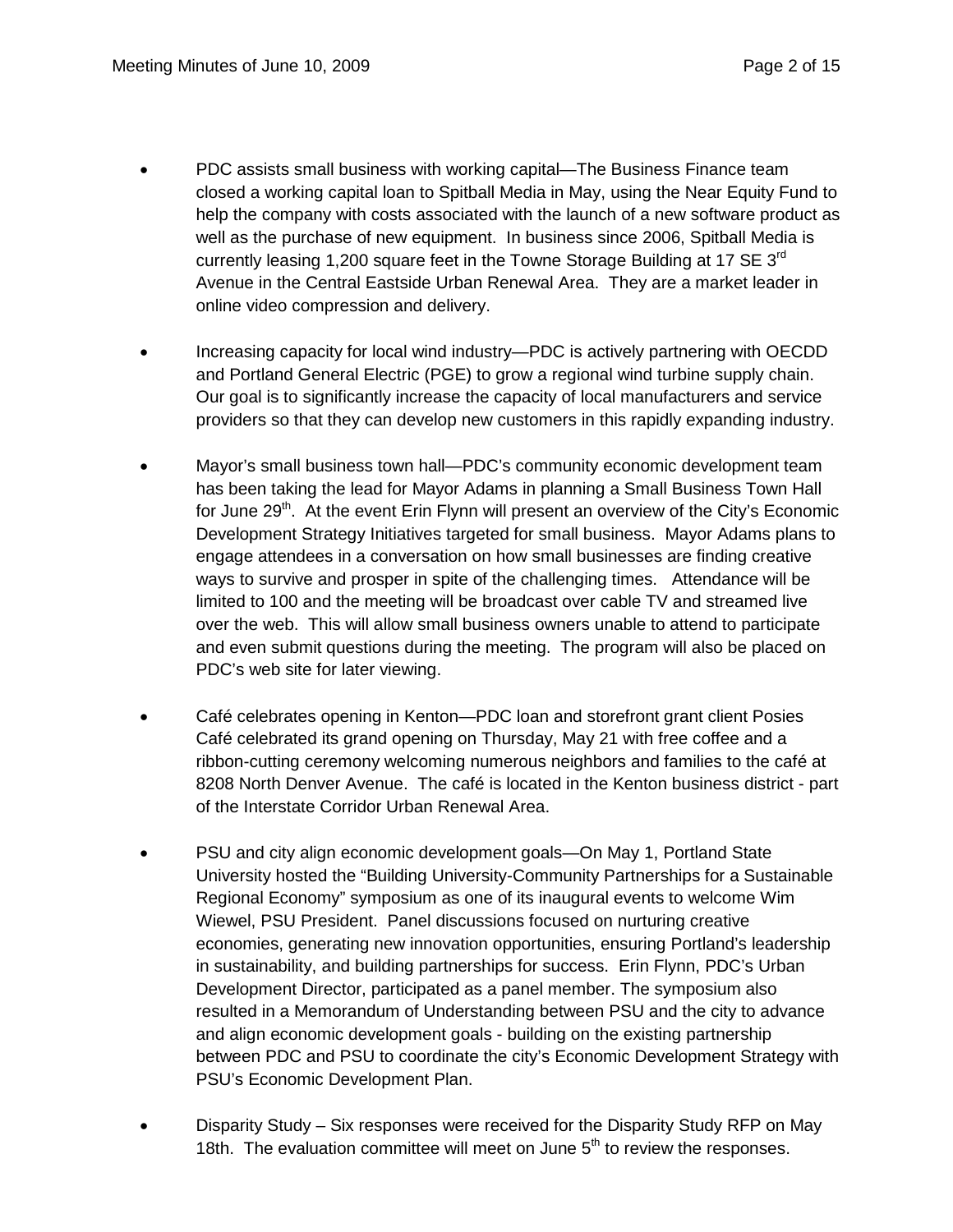- PDC assists small business with working capital—The Business Finance team closed a working capital loan to Spitball Media in May, using the Near Equity Fund to help the company with costs associated with the launch of a new software product as well as the purchase of new equipment. In business since 2006, Spitball Media is currently leasing 1,200 square feet in the Towne Storage Building at 17 SE 3rd Avenue in the Central Eastside Urban Renewal Area. They are a market leader in online video compression and delivery.

- Increasing capacity for local wind industry—PDC is actively partnering with OECDD and Portland General Electric (PGE) to grow a regional wind turbine supply chain. Our goal is to significantly increase the capacity of local manufacturers and service providers so that they can develop new customers in this rapidly expanding industry.

- Mayor's small business town hall—PDC's community economic development team has been taking the lead for Mayor Adams in planning a Small Business Town Hall for June 29th. At the event Erin Flynn will present an overview of the City's Economic Development Strategy Initiatives targeted for small business. Mayor Adams plans to engage attendees in a conversation on how small businesses are finding creative ways to survive and prosper in spite of the challenging times. Attendance will be limited to 100 and the meeting will be broadcast over cable TV and streamed live over the web. This will allow small business owners unable to attend to participate and even submit questions during the meeting. The program will also be placed on PDC's web site for later viewing.

- Café celebrates opening in Kenton—PDC loan and storefront grant client Posies Café celebrated its grand opening on Thursday, May 21 with free coffee and a ribbon-cutting ceremony welcoming numerous neighbors and families to the café at 8208 North Denver Avenue. The café is located in the Kenton business district - part of the Interstate Corridor Urban Renewal Area.

- PSU and city align economic development goals—On May 1, Portland State University hosted the "Building University-Community Partnerships for a Sustainable Regional Economy" symposium as one of its inaugural events to welcome Wim Wiewel, PSU President. Panel discussions focused on nurturing creative economies, generating new innovation opportunities, ensuring Portland's leadership in sustainability, and building partnerships for success. Erin Flynn, PDC's Urban Development Director, participated as a panel member. The symposium also resulted in a Memorandum of Understanding between PSU and the city to advance and align economic development goals - building on the existing partnership between PDC and PSU to coordinate the city's Economic Development Strategy with PSU's Economic Development Plan.

- Disparity Study – Six responses were received for the Disparity Study RFP on May 18th. The evaluation committee will meet on June 5th to review the responses.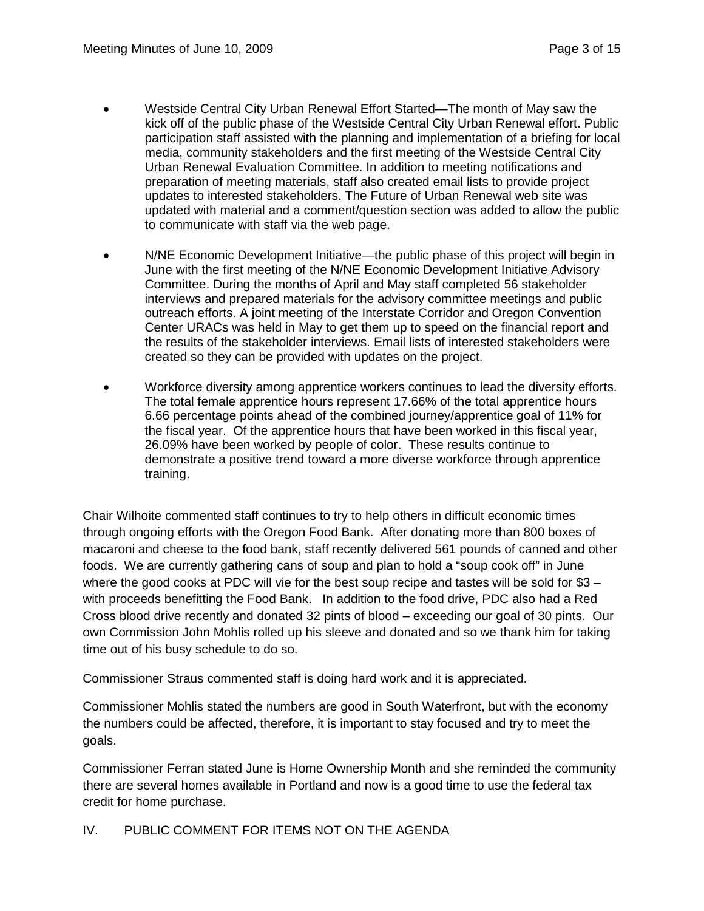- Westside Central City Urban Renewal Effort Started—The month of May saw the kick off of the public phase of the Westside Central City Urban Renewal effort. Public participation staff assisted with the planning and implementation of a briefing for local media, community stakeholders and the first meeting of the Westside Central City Urban Renewal Evaluation Committee. In addition to meeting notifications and preparation of meeting materials, staff also created email lists to provide project updates to interested stakeholders. The Future of Urban Renewal web site was updated with material and a comment/question section was added to allow the public to communicate with staff via the web page.

- N/NE Economic Development Initiative—the public phase of this project will begin in June with the first meeting of the N/NE Economic Development Initiative Advisory Committee. During the months of April and May staff completed 56 stakeholder interviews and prepared materials for the advisory committee meetings and public outreach efforts. A joint meeting of the Interstate Corridor and Oregon Convention Center URACs was held in May to get them up to speed on the financial report and the results of the stakeholder interviews. Email lists of interested stakeholders were created so they can be provided with updates on the project.

- Workforce diversity among apprentice workers continues to lead the diversity efforts. The total female apprentice hours represent 17.66% of the total apprentice hours 6.66 percentage points ahead of the combined journey/apprentice goal of 11% for the fiscal year. Of the apprentice hours that have been worked in this fiscal year, 26.09% have been worked by people of color. These results continue to demonstrate a positive trend toward a more diverse workforce through apprentice training.

Chair Wilhoite commented staff continues to try to help others in difficult economic times through ongoing efforts with the Oregon Food Bank. After donating more than 800 boxes of macaroni and cheese to the food bank, staff recently delivered 561 pounds of canned and other foods. We are currently gathering cans of soup and plan to hold a "soup cook off" in June where the good cooks at PDC will vie for the best soup recipe and tastes will be sold for $3 – with proceeds benefitting the Food Bank. In addition to the food drive, PDC also had a Red Cross blood drive recently and donated 32 pints of blood – exceeding our goal of 30 pints. Our own Commission John Mohlis rolled up his sleeve and donated and so we thank him for taking time out of his busy schedule to do so.

Commissioner Straus commented staff is doing hard work and it is appreciated.

Commissioner Mohlis stated the numbers are good in South Waterfront, but with the economy the numbers could be affected, therefore, it is important to stay focused and try to meet the goals.

Commissioner Ferran stated June is Home Ownership Month and she reminded the community there are several homes available in Portland and now is a good time to use the federal tax credit for home purchase.

IV. PUBLIC COMMENT FOR ITEMS NOT ON THE AGENDA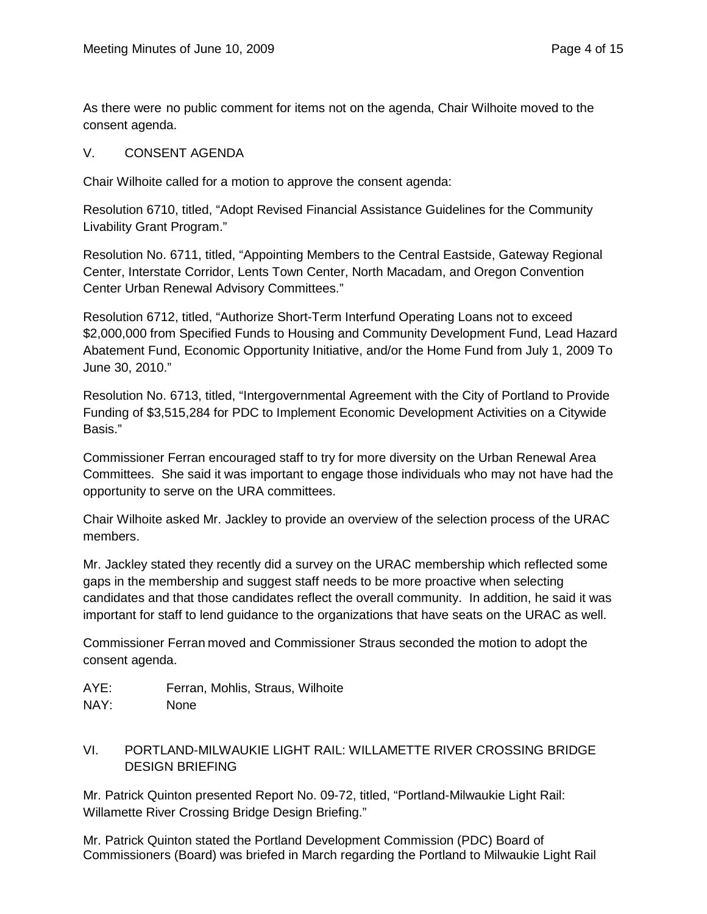As there were no public comment for items not on the agenda, Chair Wilhoite moved to the consent agenda.

## V. CONSENT AGENDA

Chair Wilhoite called for a motion to approve the consent agenda:

Resolution 6710, titled, "Adopt Revised Financial Assistance Guidelines for the Community Livability Grant Program."

Resolution No. 6711, titled, "Appointing Members to the Central Eastside, Gateway Regional Center, Interstate Corridor, Lents Town Center, North Macadam, and Oregon Convention Center Urban Renewal Advisory Committees."

Resolution 6712, titled, "Authorize Short-Term Interfund Operating Loans not to exceed $2,000,000 from Specified Funds to Housing and Community Development Fund, Lead Hazard Abatement Fund, Economic Opportunity Initiative, and/or the Home Fund from July 1, 2009 To June 30, 2010."

Resolution No. 6713, titled, "Intergovernmental Agreement with the City of Portland to Provide Funding of $3,515,284 for PDC to Implement Economic Development Activities on a Citywide Basis."

Commissioner Ferran encouraged staff to try for more diversity on the Urban Renewal Area Committees. She said it was important to engage those individuals who may not have had the opportunity to serve on the URA committees.

Chair Wilhoite asked Mr. Jackley to provide an overview of the selection process of the URAC members.

Mr. Jackley stated they recently did a survey on the URAC membership which reflected some gaps in the membership and suggest staff needs to be more proactive when selecting candidates and that those candidates reflect the overall community. In addition, he said it was important for staff to lend guidance to the organizations that have seats on the URAC as well.

Commissioner Ferran moved and Commissioner Straus seconded the motion to adopt the consent agenda.

AYE: Ferran, Mohlis, Straus, Wilhoite
NAY: None

## VI. PORTLAND-MILWAUKIE LIGHT RAIL: WILLAMETTE RIVER CROSSING BRIDGE DESIGN BRIEFING

Mr. Patrick Quinton presented Report No. 09-72, titled, "Portland-Milwaukie Light Rail: Willamette River Crossing Bridge Design Briefing."

Mr. Patrick Quinton stated the Portland Development Commission (PDC) Board of Commissioners (Board) was briefed in March regarding the Portland to Milwaukie Light Rail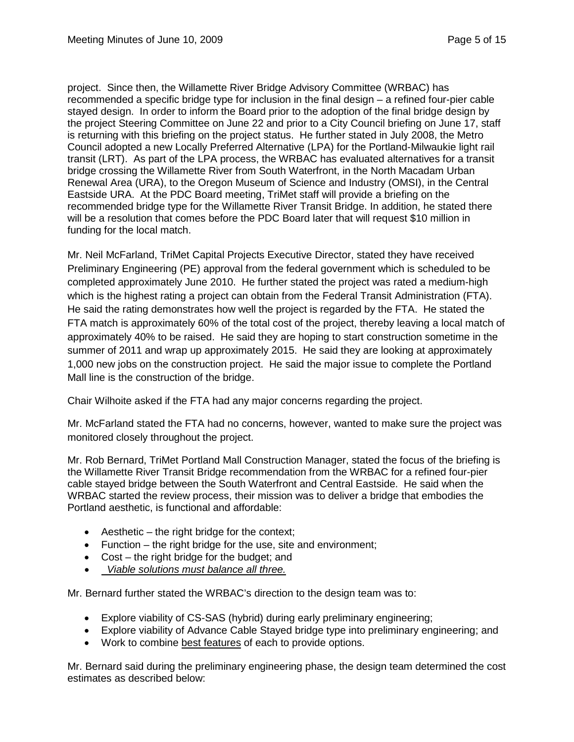project. Since then, the Willamette River Bridge Advisory Committee (WRBAC) has recommended a specific bridge type for inclusion in the final design – a refined four-pier cable stayed design. In order to inform the Board prior to the adoption of the final bridge design by the project Steering Committee on June 22 and prior to a City Council briefing on June 17, staff is returning with this briefing on the project status. He further stated in July 2008, the Metro Council adopted a new Locally Preferred Alternative (LPA) for the Portland-Milwaukie light rail transit (LRT). As part of the LPA process, the WRBAC has evaluated alternatives for a transit bridge crossing the Willamette River from South Waterfront, in the North Macadam Urban Renewal Area (URA), to the Oregon Museum of Science and Industry (OMSI), in the Central Eastside URA. At the PDC Board meeting, TriMet staff will provide a briefing on the recommended bridge type for the Willamette River Transit Bridge. In addition, he stated there will be a resolution that comes before the PDC Board later that will request $10 million in funding for the local match.

Mr. Neil McFarland, TriMet Capital Projects Executive Director, stated they have received Preliminary Engineering (PE) approval from the federal government which is scheduled to be completed approximately June 2010. He further stated the project was rated a medium-high which is the highest rating a project can obtain from the Federal Transit Administration (FTA). He said the rating demonstrates how well the project is regarded by the FTA. He stated the FTA match is approximately 60% of the total cost of the project, thereby leaving a local match of approximately 40% to be raised. He said they are hoping to start construction sometime in the summer of 2011 and wrap up approximately 2015. He said they are looking at approximately 1,000 new jobs on the construction project. He said the major issue to complete the Portland Mall line is the construction of the bridge.

Chair Wilhoite asked if the FTA had any major concerns regarding the project.

Mr. McFarland stated the FTA had no concerns, however, wanted to make sure the project was monitored closely throughout the project.

Mr. Rob Bernard, TriMet Portland Mall Construction Manager, stated the focus of the briefing is the Willamette River Transit Bridge recommendation from the WRBAC for a refined four-pier cable stayed bridge between the South Waterfront and Central Eastside. He said when the WRBAC started the review process, their mission was to deliver a bridge that embodies the Portland aesthetic, is functional and affordable:

- Aesthetic – the right bridge for the context;
- Function – the right bridge for the use, site and environment;
- Cost – the right bridge for the budget; and
- *Viable solutions must balance all three.*

Mr. Bernard further stated the WRBAC's direction to the design team was to:

- Explore viability of CS-SAS (hybrid) during early preliminary engineering;
- Explore viability of Advance Cable Stayed bridge type into preliminary engineering; and
- Work to combine best features of each to provide options.

Mr. Bernard said during the preliminary engineering phase, the design team determined the cost estimates as described below: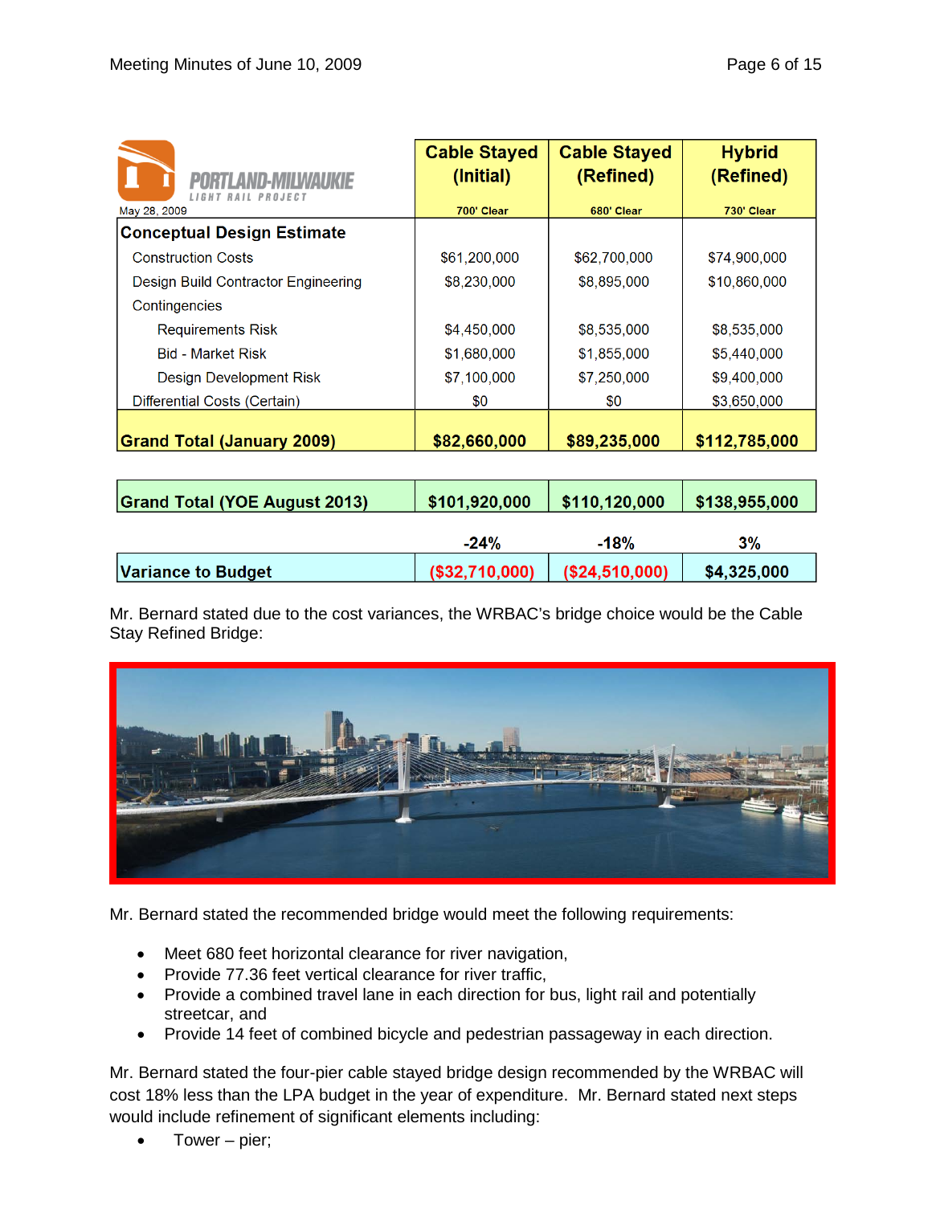| PORTLAND-MILWAUKIE LIGHT RAIL PROJECT May 28, 2009 | Cable Stayed (Initial) 700' Clear | Cable Stayed (Refined) 680' Clear | Hybrid (Refined) 730' Clear |
|---|---|---|---|
| **Conceptual Design Estimate** | | | |
| Construction Costs | $61,200,000 | $62,700,000 | $74,900,000 |
| Design Build Contractor Engineering | $8,230,000 | $8,895,000 | $10,860,000 |
| Contingencies | | | |
| Requirements Risk | $4,450,000 | $8,535,000 | $8,535,000 |
| Bid - Market Risk | $1,680,000 | $1,855,000 | $5,440,000 |
| Design Development Risk | $7,100,000 | $7,250,000 | $9,400,000 |
| Differential Costs (Certain) | $0 | $0 | $3,650,000 |
| **Grand Total (January 2009)** | **$82,660,000** | **$89,235,000** | **$112,785,000** |
| **Grand Total (YOE August 2013)** | **$101,920,000** | **$110,120,000** | **$138,955,000** |
| | **-24%** | **-18%** | **3%** |
| **Variance to Budget** | **($32,710,000)** | **($24,510,000)** | **$4,325,000** |

Mr. Bernard stated due to the cost variances, the WRBAC's bridge choice would be the Cable Stay Refined Bridge:

Mr. Bernard stated the recommended bridge would meet the following requirements:

- Meet 680 feet horizontal clearance for river navigation,
- Provide 77.36 feet vertical clearance for river traffic,
- Provide a combined travel lane in each direction for bus, light rail and potentially streetcar, and
- Provide 14 feet of combined bicycle and pedestrian passageway in each direction.

Mr. Bernard stated the four-pier cable stayed bridge design recommended by the WRBAC will cost 18% less than the LPA budget in the year of expenditure. Mr. Bernard stated next steps would include refinement of significant elements including:

- Tower – pier;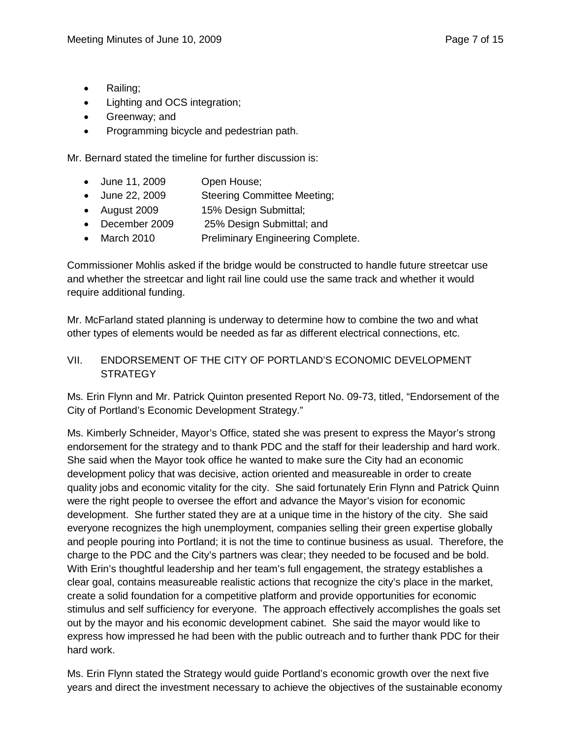- Railing;
- Lighting and OCS integration;
- Greenway; and
- Programming bicycle and pedestrian path.

Mr. Bernard stated the timeline for further discussion is:

- June 11, 2009 Open House;
- June 22, 2009 Steering Committee Meeting;
- August 2009 15% Design Submittal;
- December 2009 25% Design Submittal; and
- March 2010 Preliminary Engineering Complete.

Commissioner Mohlis asked if the bridge would be constructed to handle future streetcar use and whether the streetcar and light rail line could use the same track and whether it would require additional funding.

Mr. McFarland stated planning is underway to determine how to combine the two and what other types of elements would be needed as far as different electrical connections, etc.

## VII. ENDORSEMENT OF THE CITY OF PORTLAND'S ECONOMIC DEVELOPMENT STRATEGY

Ms. Erin Flynn and Mr. Patrick Quinton presented Report No. 09-73, titled, "Endorsement of the City of Portland's Economic Development Strategy."

Ms. Kimberly Schneider, Mayor's Office, stated she was present to express the Mayor's strong endorsement for the strategy and to thank PDC and the staff for their leadership and hard work. She said when the Mayor took office he wanted to make sure the City had an economic development policy that was decisive, action oriented and measureable in order to create quality jobs and economic vitality for the city. She said fortunately Erin Flynn and Patrick Quinn were the right people to oversee the effort and advance the Mayor's vision for economic development. She further stated they are at a unique time in the history of the city. She said everyone recognizes the high unemployment, companies selling their green expertise globally and people pouring into Portland; it is not the time to continue business as usual. Therefore, the charge to the PDC and the City's partners was clear; they needed to be focused and be bold. With Erin's thoughtful leadership and her team's full engagement, the strategy establishes a clear goal, contains measureable realistic actions that recognize the city's place in the market, create a solid foundation for a competitive platform and provide opportunities for economic stimulus and self sufficiency for everyone. The approach effectively accomplishes the goals set out by the mayor and his economic development cabinet. She said the mayor would like to express how impressed he had been with the public outreach and to further thank PDC for their hard work.

Ms. Erin Flynn stated the Strategy would guide Portland's economic growth over the next five years and direct the investment necessary to achieve the objectives of the sustainable economy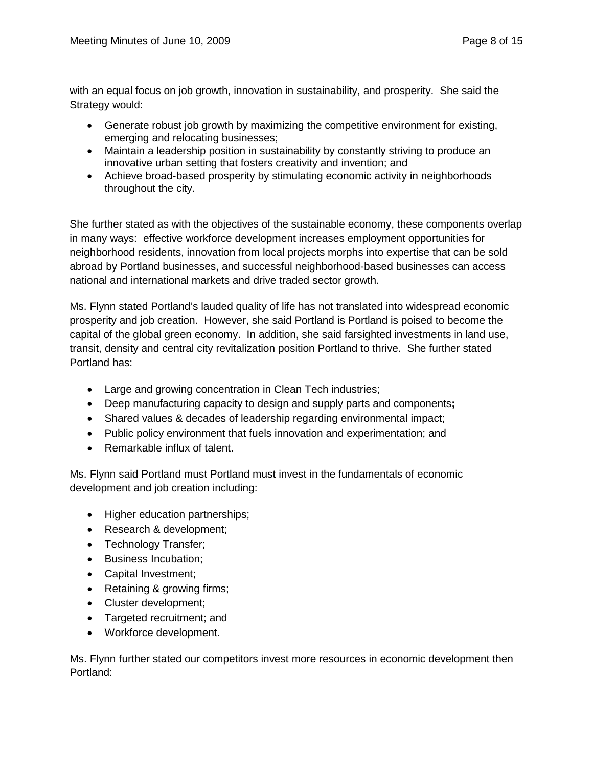with an equal focus on job growth, innovation in sustainability, and prosperity. She said the Strategy would:

- Generate robust job growth by maximizing the competitive environment for existing, emerging and relocating businesses;
- Maintain a leadership position in sustainability by constantly striving to produce an innovative urban setting that fosters creativity and invention; and
- Achieve broad-based prosperity by stimulating economic activity in neighborhoods throughout the city.

She further stated as with the objectives of the sustainable economy, these components overlap in many ways: effective workforce development increases employment opportunities for neighborhood residents, innovation from local projects morphs into expertise that can be sold abroad by Portland businesses, and successful neighborhood-based businesses can access national and international markets and drive traded sector growth.

Ms. Flynn stated Portland's lauded quality of life has not translated into widespread economic prosperity and job creation. However, she said Portland is Portland is poised to become the capital of the global green economy. In addition, she said farsighted investments in land use, transit, density and central city revitalization position Portland to thrive. She further stated Portland has:

- Large and growing concentration in Clean Tech industries;
- Deep manufacturing capacity to design and supply parts and components**;**
- Shared values & decades of leadership regarding environmental impact;
- Public policy environment that fuels innovation and experimentation; and
- Remarkable influx of talent.

Ms. Flynn said Portland must Portland must invest in the fundamentals of economic development and job creation including:

- Higher education partnerships;
- Research & development;
- Technology Transfer;
- Business Incubation;
- Capital Investment;
- Retaining & growing firms;
- Cluster development;
- Targeted recruitment; and
- Workforce development.

Ms. Flynn further stated our competitors invest more resources in economic development then Portland: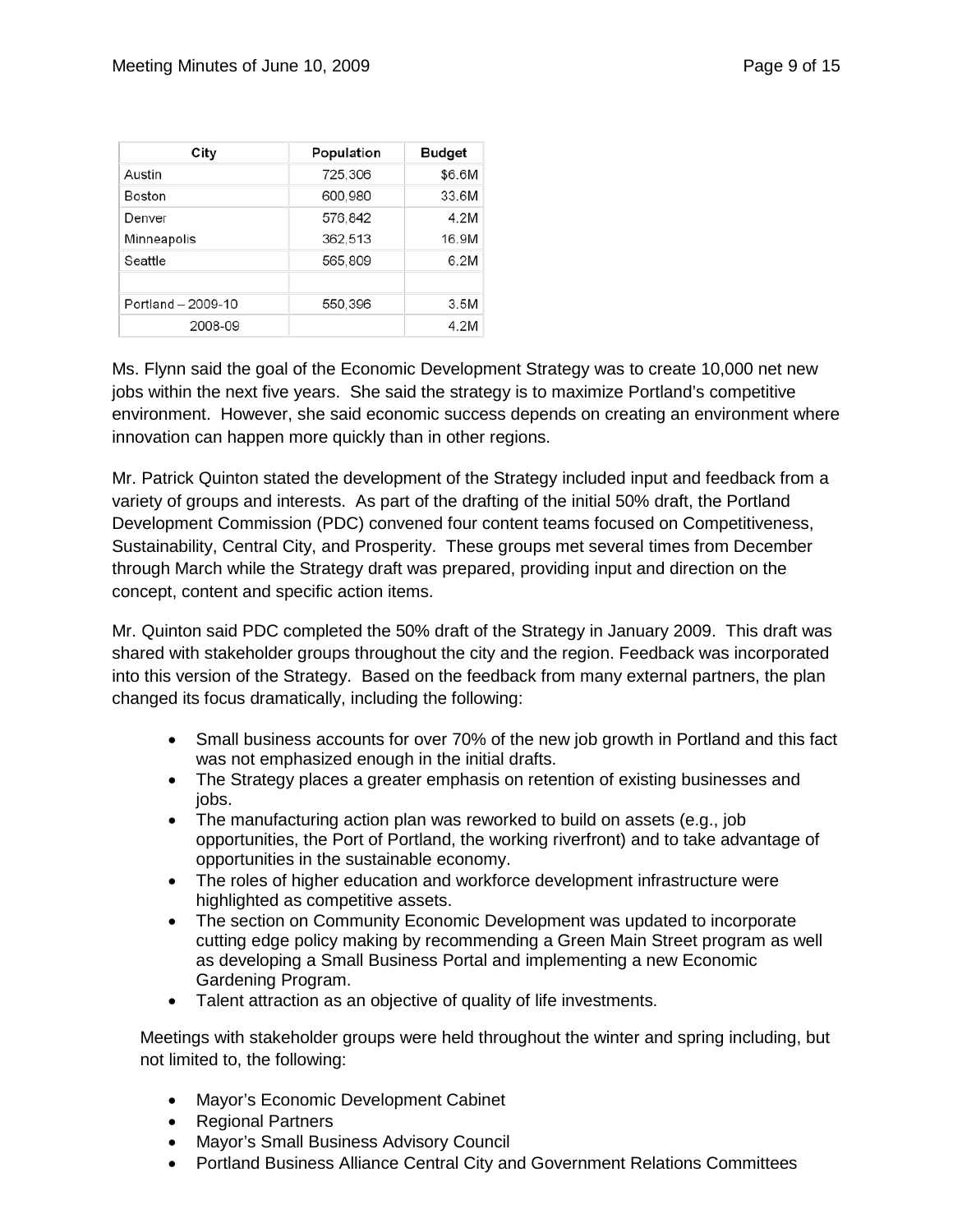| City | Population | Budget |
|---|---|---|
| Austin | 725,306 | $6.6M |
| Boston | 600,980 | 33.6M |
| Denver | 576,842 | 4.2M |
| Minneapolis | 362,513 | 16.9M |
| Seattle | 565,809 | 6.2M |
| | | |
| Portland – 2009-10 | 550,396 | 3.5M |
| 2008-09 | | 4.2M |

Ms. Flynn said the goal of the Economic Development Strategy was to create 10,000 net new jobs within the next five years. She said the strategy is to maximize Portland's competitive environment. However, she said economic success depends on creating an environment where innovation can happen more quickly than in other regions.

Mr. Patrick Quinton stated the development of the Strategy included input and feedback from a variety of groups and interests. As part of the drafting of the initial 50% draft, the Portland Development Commission (PDC) convened four content teams focused on Competitiveness, Sustainability, Central City, and Prosperity. These groups met several times from December through March while the Strategy draft was prepared, providing input and direction on the concept, content and specific action items.

Mr. Quinton said PDC completed the 50% draft of the Strategy in January 2009. This draft was shared with stakeholder groups throughout the city and the region. Feedback was incorporated into this version of the Strategy. Based on the feedback from many external partners, the plan changed its focus dramatically, including the following:

- Small business accounts for over 70% of the new job growth in Portland and this fact was not emphasized enough in the initial drafts.
- The Strategy places a greater emphasis on retention of existing businesses and jobs.
- The manufacturing action plan was reworked to build on assets (e.g., job opportunities, the Port of Portland, the working riverfront) and to take advantage of opportunities in the sustainable economy.
- The roles of higher education and workforce development infrastructure were highlighted as competitive assets.
- The section on Community Economic Development was updated to incorporate cutting edge policy making by recommending a Green Main Street program as well as developing a Small Business Portal and implementing a new Economic Gardening Program.
- Talent attraction as an objective of quality of life investments.

Meetings with stakeholder groups were held throughout the winter and spring including, but not limited to, the following:

- Mayor's Economic Development Cabinet
- Regional Partners
- Mayor's Small Business Advisory Council
- Portland Business Alliance Central City and Government Relations Committees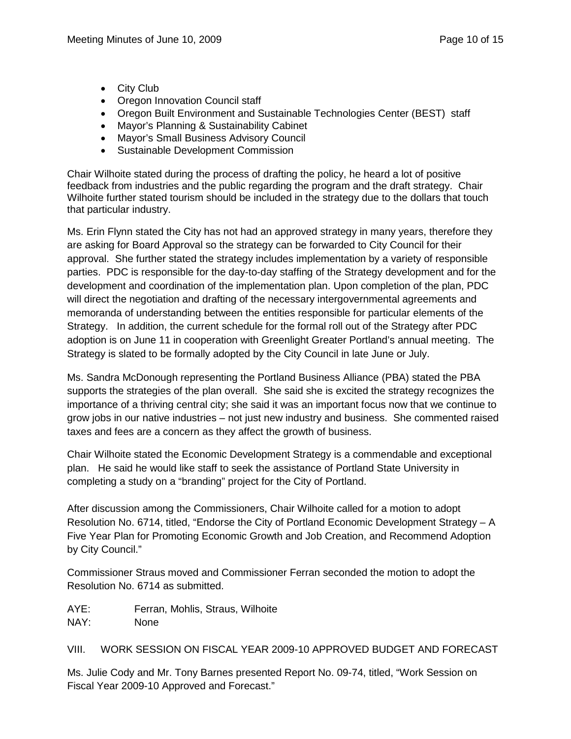- City Club
- Oregon Innovation Council staff
- Oregon Built Environment and Sustainable Technologies Center (BEST) staff
- Mayor's Planning & Sustainability Cabinet
- Mayor's Small Business Advisory Council
- Sustainable Development Commission

Chair Wilhoite stated during the process of drafting the policy, he heard a lot of positive feedback from industries and the public regarding the program and the draft strategy. Chair Wilhoite further stated tourism should be included in the strategy due to the dollars that touch that particular industry.

Ms. Erin Flynn stated the City has not had an approved strategy in many years, therefore they are asking for Board Approval so the strategy can be forwarded to City Council for their approval. She further stated the strategy includes implementation by a variety of responsible parties. PDC is responsible for the day-to-day staffing of the Strategy development and for the development and coordination of the implementation plan. Upon completion of the plan, PDC will direct the negotiation and drafting of the necessary intergovernmental agreements and memoranda of understanding between the entities responsible for particular elements of the Strategy. In addition, the current schedule for the formal roll out of the Strategy after PDC adoption is on June 11 in cooperation with Greenlight Greater Portland's annual meeting. The Strategy is slated to be formally adopted by the City Council in late June or July.

Ms. Sandra McDonough representing the Portland Business Alliance (PBA) stated the PBA supports the strategies of the plan overall. She said she is excited the strategy recognizes the importance of a thriving central city; she said it was an important focus now that we continue to grow jobs in our native industries – not just new industry and business. She commented raised taxes and fees are a concern as they affect the growth of business.

Chair Wilhoite stated the Economic Development Strategy is a commendable and exceptional plan. He said he would like staff to seek the assistance of Portland State University in completing a study on a "branding" project for the City of Portland.

After discussion among the Commissioners, Chair Wilhoite called for a motion to adopt Resolution No. 6714, titled, "Endorse the City of Portland Economic Development Strategy – A Five Year Plan for Promoting Economic Growth and Job Creation, and Recommend Adoption by City Council."

Commissioner Straus moved and Commissioner Ferran seconded the motion to adopt the Resolution No. 6714 as submitted.

AYE: Ferran, Mohlis, Straus, Wilhoite
NAY: None

## VIII. WORK SESSION ON FISCAL YEAR 2009-10 APPROVED BUDGET AND FORECAST

Ms. Julie Cody and Mr. Tony Barnes presented Report No. 09-74, titled, "Work Session on Fiscal Year 2009-10 Approved and Forecast."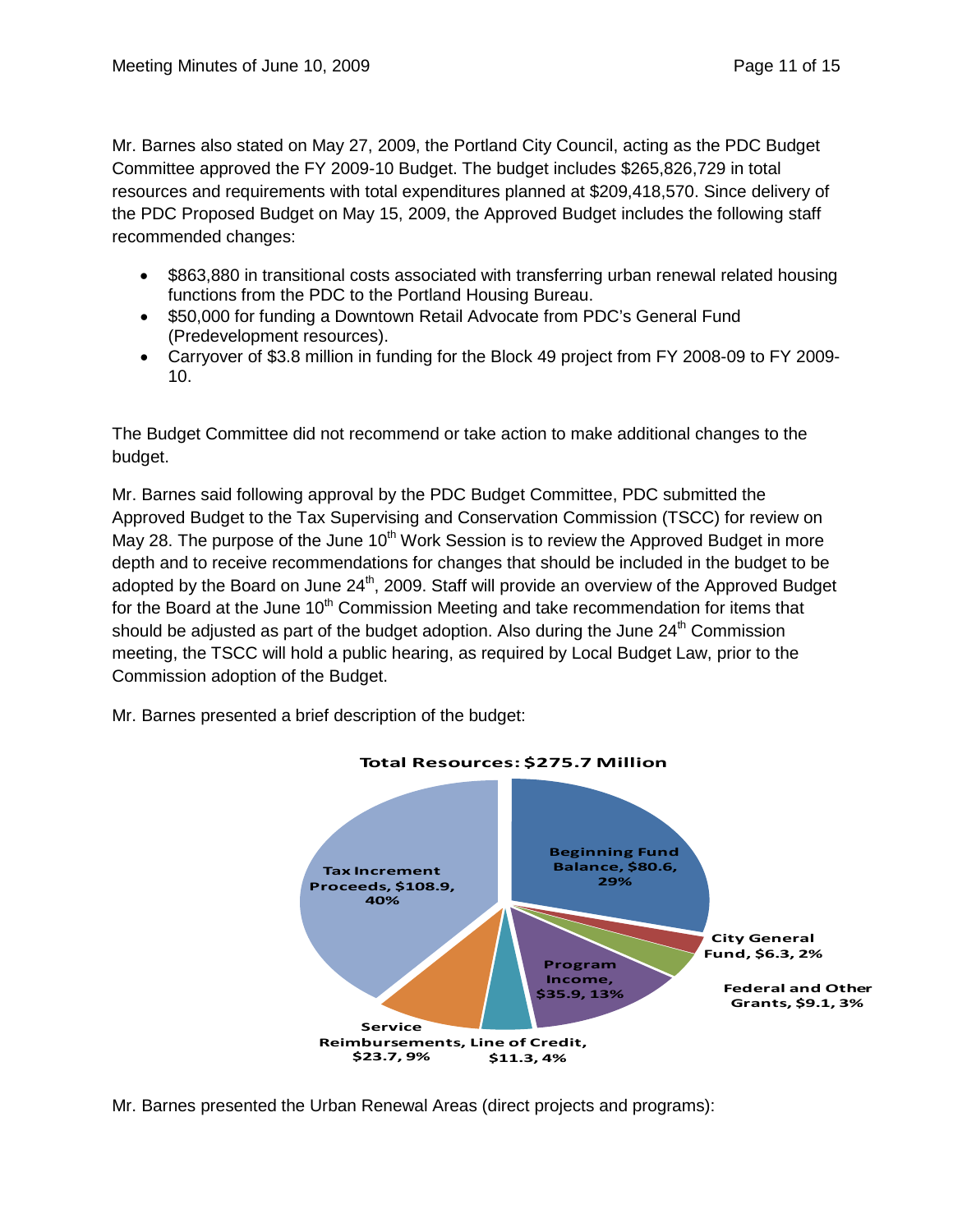Mr. Barnes also stated on May 27, 2009, the Portland City Council, acting as the PDC Budget Committee approved the FY 2009-10 Budget. The budget includes $265,826,729 in total resources and requirements with total expenditures planned at $209,418,570. Since delivery of the PDC Proposed Budget on May 15, 2009, the Approved Budget includes the following staff recommended changes:

- $863,880 in transitional costs associated with transferring urban renewal related housing functions from the PDC to the Portland Housing Bureau.
- $50,000 for funding a Downtown Retail Advocate from PDC's General Fund (Predevelopment resources).
- Carryover of $3.8 million in funding for the Block 49 project from FY 2008-09 to FY 2009-10.

The Budget Committee did not recommend or take action to make additional changes to the budget.

Mr. Barnes said following approval by the PDC Budget Committee, PDC submitted the Approved Budget to the Tax Supervising and Conservation Commission (TSCC) for review on May 28. The purpose of the June 10th Work Session is to review the Approved Budget in more depth and to receive recommendations for changes that should be included in the budget to be adopted by the Board on June 24th, 2009. Staff will provide an overview of the Approved Budget for the Board at the June 10th Commission Meeting and take recommendation for items that should be adjusted as part of the budget adoption. Also during the June 24th Commission meeting, the TSCC will hold a public hearing, as required by Local Budget Law, prior to the Commission adoption of the Budget.

Mr. Barnes presented a brief description of the budget:

**Total Resources: $275.7 Million**

| Resource | Amount ($ Million) | Percent |
|---|---|---|
| Beginning Fund Balance | $80.6 | 29% |
| City General Fund | $6.3 | 2% |
| Federal and Other Grants | $9.1 | 3% |
| Program Income | $35.9 | 13% |
| Line of Credit | $11.3 | 4% |
| Service Reimbursements | $23.7 | 9% |
| Tax Increment Proceeds | $108.9 | 40% |

Mr. Barnes presented the Urban Renewal Areas (direct projects and programs):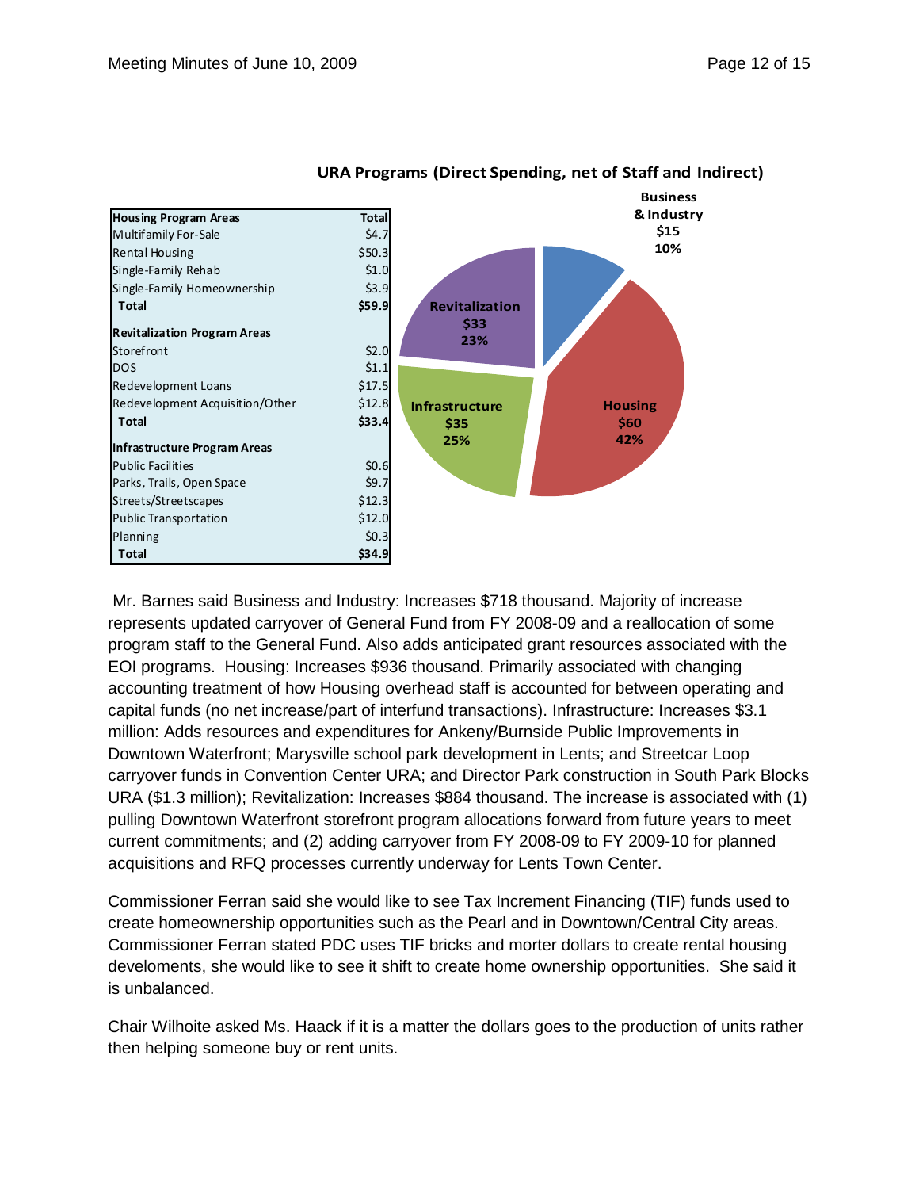| Housing Program Areas | Total |
|---|---|
| Multifamily For-Sale | $4.7 |
| Rental Housing | $50.3 |
| Single-Family Rehab | $1.0 |
| Single-Family Homeownership | $3.9 |
| **Total** | **$59.9** |
| **Revitalization Program Areas** | |
| Storefront | $2.0 |
| DOS | $1.1 |
| Redevelopment Loans | $17.5 |
| Redevelopment Acquisition/Other | $12.8 |
| **Total** | **$33.4** |
| **Infrastructure Program Areas** | |
| Public Facilities | $0.6 |
| Parks, Trails, Open Space | $9.7 |
| Streets/Streetscapes | $12.3 |
| Public Transportation | $12.0 |
| Planning | $0.3 |
| **Total** | **$34.9** |

**URA Programs (Direct Spending, net of Staff and Indirect)**

- Business & Industry: $15, 10%
- Housing: $60, 42%
- Infrastructure: $35, 25%
- Revitalization: $33, 23%

Mr. Barnes said Business and Industry: Increases $718 thousand. Majority of increase represents updated carryover of General Fund from FY 2008-09 and a reallocation of some program staff to the General Fund. Also adds anticipated grant resources associated with the EOI programs. Housing: Increases $936 thousand. Primarily associated with changing accounting treatment of how Housing overhead staff is accounted for between operating and capital funds (no net increase/part of interfund transactions). Infrastructure: Increases $3.1 million: Adds resources and expenditures for Ankeny/Burnside Public Improvements in Downtown Waterfront; Marysville school park development in Lents; and Streetcar Loop carryover funds in Convention Center URA; and Director Park construction in South Park Blocks URA ($1.3 million); Revitalization: Increases $884 thousand. The increase is associated with (1) pulling Downtown Waterfront storefront program allocations forward from future years to meet current commitments; and (2) adding carryover from FY 2008-09 to FY 2009-10 for planned acquisitions and RFQ processes currently underway for Lents Town Center.

Commissioner Ferran said she would like to see Tax Increment Financing (TIF) funds used to create homeownership opportunities such as the Pearl and in Downtown/Central City areas. Commissioner Ferran stated PDC uses TIF bricks and morter dollars to create rental housing develoments, she would like to see it shift to create home ownership opportunities. She said it is unbalanced.

Chair Wilhoite asked Ms. Haack if it is a matter the dollars goes to the production of units rather then helping someone buy or rent units.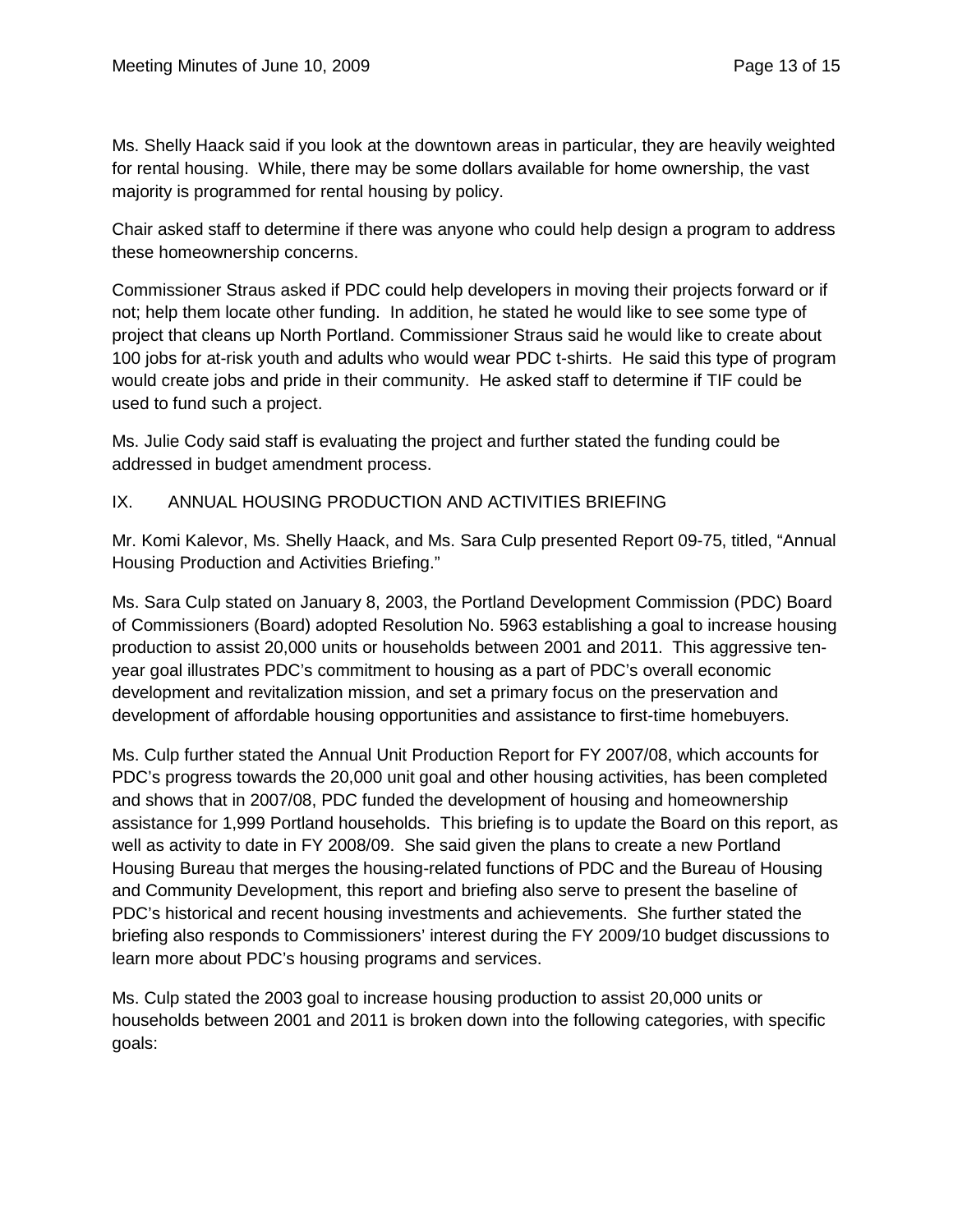Ms. Shelly Haack said if you look at the downtown areas in particular, they are heavily weighted for rental housing. While, there may be some dollars available for home ownership, the vast majority is programmed for rental housing by policy.

Chair asked staff to determine if there was anyone who could help design a program to address these homeownership concerns.

Commissioner Straus asked if PDC could help developers in moving their projects forward or if not; help them locate other funding. In addition, he stated he would like to see some type of project that cleans up North Portland. Commissioner Straus said he would like to create about 100 jobs for at-risk youth and adults who would wear PDC t-shirts. He said this type of program would create jobs and pride in their community. He asked staff to determine if TIF could be used to fund such a project.

Ms. Julie Cody said staff is evaluating the project and further stated the funding could be addressed in budget amendment process.

## IX. ANNUAL HOUSING PRODUCTION AND ACTIVITIES BRIEFING

Mr. Komi Kalevor, Ms. Shelly Haack, and Ms. Sara Culp presented Report 09-75, titled, "Annual Housing Production and Activities Briefing."

Ms. Sara Culp stated on January 8, 2003, the Portland Development Commission (PDC) Board of Commissioners (Board) adopted Resolution No. 5963 establishing a goal to increase housing production to assist 20,000 units or households between 2001 and 2011. This aggressive ten-year goal illustrates PDC's commitment to housing as a part of PDC's overall economic development and revitalization mission, and set a primary focus on the preservation and development of affordable housing opportunities and assistance to first-time homebuyers.

Ms. Culp further stated the Annual Unit Production Report for FY 2007/08, which accounts for PDC's progress towards the 20,000 unit goal and other housing activities, has been completed and shows that in 2007/08, PDC funded the development of housing and homeownership assistance for 1,999 Portland households. This briefing is to update the Board on this report, as well as activity to date in FY 2008/09. She said given the plans to create a new Portland Housing Bureau that merges the housing-related functions of PDC and the Bureau of Housing and Community Development, this report and briefing also serve to present the baseline of PDC's historical and recent housing investments and achievements. She further stated the briefing also responds to Commissioners' interest during the FY 2009/10 budget discussions to learn more about PDC's housing programs and services.

Ms. Culp stated the 2003 goal to increase housing production to assist 20,000 units or households between 2001 and 2011 is broken down into the following categories, with specific goals: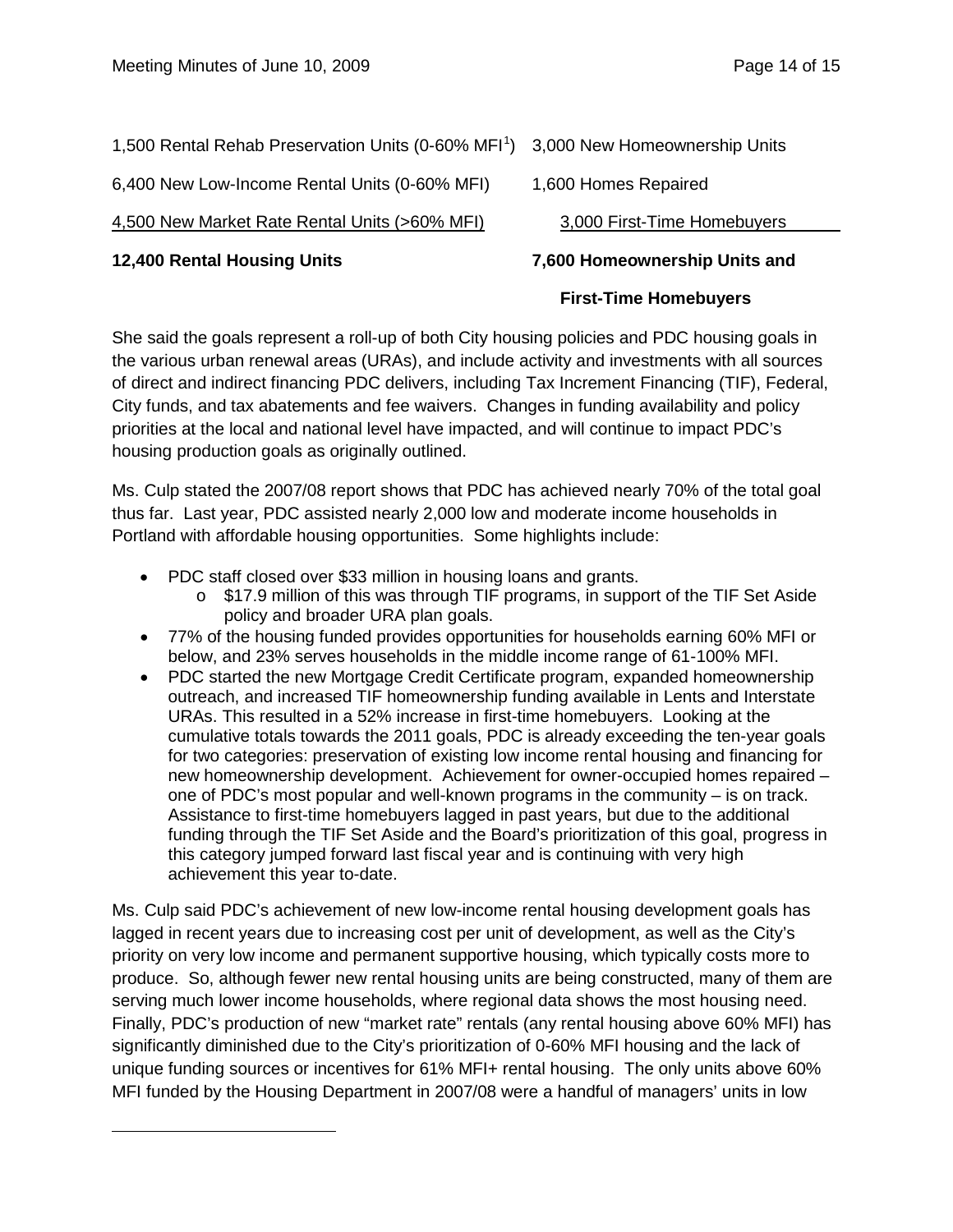| 1,500 Rental Rehab Preservation Units (0-60% MFI[1]) | 3,000 New Homeownership Units |
|---|---|
| 6,400 New Low-Income Rental Units (0-60% MFI) | 1,600 Homes Repaired |
| 4,500 New Market Rate Rental Units (>60% MFI) | 3,000 First-Time Homebuyers |
| **12,400 Rental Housing Units** | **7,600 Homeownership Units and First-Time Homebuyers** |

She said the goals represent a roll-up of both City housing policies and PDC housing goals in the various urban renewal areas (URAs), and include activity and investments with all sources of direct and indirect financing PDC delivers, including Tax Increment Financing (TIF), Federal, City funds, and tax abatements and fee waivers. Changes in funding availability and policy priorities at the local and national level have impacted, and will continue to impact PDC's housing production goals as originally outlined.

Ms. Culp stated the 2007/08 report shows that PDC has achieved nearly 70% of the total goal thus far. Last year, PDC assisted nearly 2,000 low and moderate income households in Portland with affordable housing opportunities. Some highlights include:

- PDC staff closed over $33 million in housing loans and grants.
  - $17.9 million of this was through TIF programs, in support of the TIF Set Aside policy and broader URA plan goals.
- 77% of the housing funded provides opportunities for households earning 60% MFI or below, and 23% serves households in the middle income range of 61-100% MFI.
- PDC started the new Mortgage Credit Certificate program, expanded homeownership outreach, and increased TIF homeownership funding available in Lents and Interstate URAs. This resulted in a 52% increase in first-time homebuyers. Looking at the cumulative totals towards the 2011 goals, PDC is already exceeding the ten-year goals for two categories: preservation of existing low income rental housing and financing for new homeownership development. Achievement for owner-occupied homes repaired – one of PDC's most popular and well-known programs in the community – is on track. Assistance to first-time homebuyers lagged in past years, but due to the additional funding through the TIF Set Aside and the Board's prioritization of this goal, progress in this category jumped forward last fiscal year and is continuing with very high achievement this year to-date.

Ms. Culp said PDC's achievement of new low-income rental housing development goals has lagged in recent years due to increasing cost per unit of development, as well as the City's priority on very low income and permanent supportive housing, which typically costs more to produce. So, although fewer new rental housing units are being constructed, many of them are serving much lower income households, where regional data shows the most housing need. Finally, PDC's production of new "market rate" rentals (any rental housing above 60% MFI) has significantly diminished due to the City's prioritization of 0-60% MFI housing and the lack of unique funding sources or incentives for 61% MFI+ rental housing. The only units above 60% MFI funded by the Housing Department in 2007/08 were a handful of managers' units in low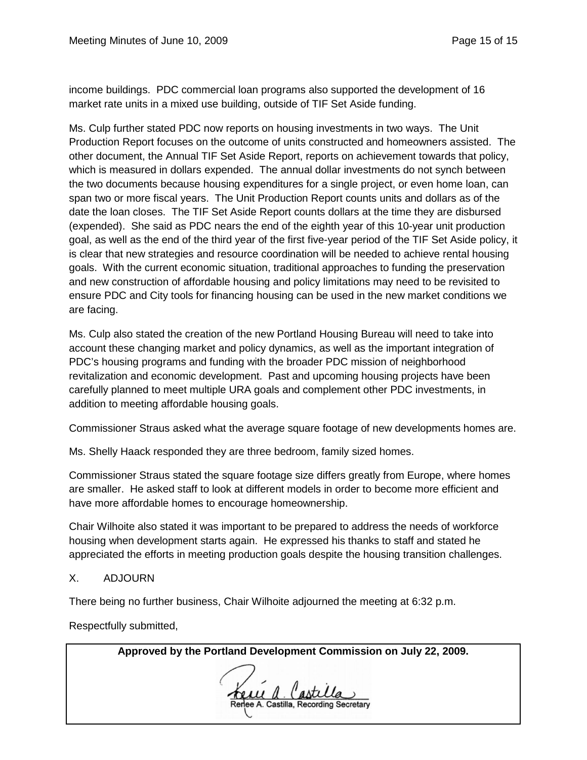income buildings. PDC commercial loan programs also supported the development of 16 market rate units in a mixed use building, outside of TIF Set Aside funding.

Ms. Culp further stated PDC now reports on housing investments in two ways. The Unit Production Report focuses on the outcome of units constructed and homeowners assisted. The other document, the Annual TIF Set Aside Report, reports on achievement towards that policy, which is measured in dollars expended. The annual dollar investments do not synch between the two documents because housing expenditures for a single project, or even home loan, can span two or more fiscal years. The Unit Production Report counts units and dollars as of the date the loan closes. The TIF Set Aside Report counts dollars at the time they are disbursed (expended). She said as PDC nears the end of the eighth year of this 10-year unit production goal, as well as the end of the third year of the first five-year period of the TIF Set Aside policy, it is clear that new strategies and resource coordination will be needed to achieve rental housing goals. With the current economic situation, traditional approaches to funding the preservation and new construction of affordable housing and policy limitations may need to be revisited to ensure PDC and City tools for financing housing can be used in the new market conditions we are facing.

Ms. Culp also stated the creation of the new Portland Housing Bureau will need to take into account these changing market and policy dynamics, as well as the important integration of PDC's housing programs and funding with the broader PDC mission of neighborhood revitalization and economic development. Past and upcoming housing projects have been carefully planned to meet multiple URA goals and complement other PDC investments, in addition to meeting affordable housing goals.

Commissioner Straus asked what the average square footage of new developments homes are.

Ms. Shelly Haack responded they are three bedroom, family sized homes.

Commissioner Straus stated the square footage size differs greatly from Europe, where homes are smaller. He asked staff to look at different models in order to become more efficient and have more affordable homes to encourage homeownership.

Chair Wilhoite also stated it was important to be prepared to address the needs of workforce housing when development starts again. He expressed his thanks to staff and stated he appreciated the efforts in meeting production goals despite the housing transition challenges.

X. ADJOURN

There being no further business, Chair Wilhoite adjourned the meeting at 6:32 p.m.

Respectfully submitted,

**Approved by the Portland Development Commission on July 22, 2009.**

Renee A. Castilla, Recording Secretary